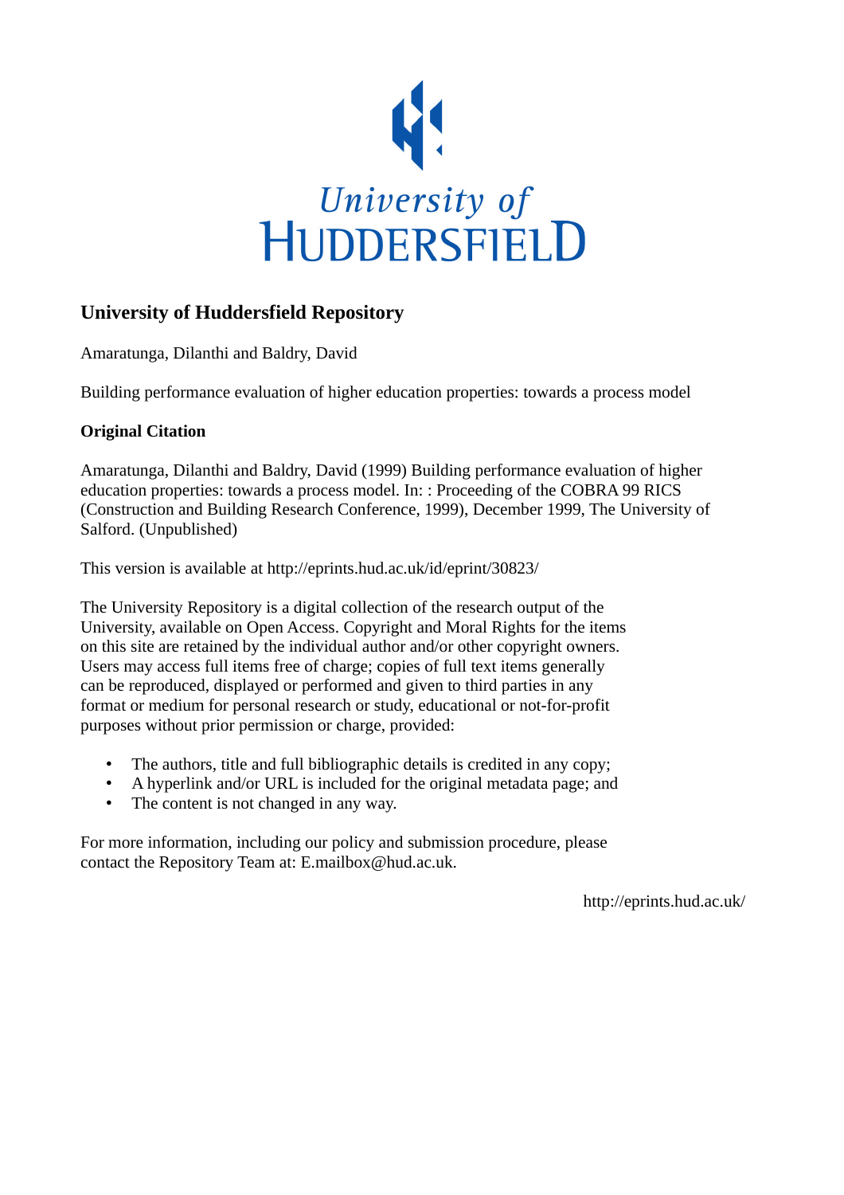University of HUDDERSFIELD

## University of Huddersfield Repository

Amaratunga, Dilanthi and Baldry, David

Building performance evaluation of higher education properties: towards a process model

### Original Citation

Amaratunga, Dilanthi and Baldry, David (1999) Building performance evaluation of higher education properties: towards a process model. In: : Proceeding of the COBRA 99 RICS (Construction and Building Research Conference, 1999), December 1999, The University of Salford. (Unpublished)

This version is available at http://eprints.hud.ac.uk/id/eprint/30823/

The University Repository is a digital collection of the research output of the University, available on Open Access. Copyright and Moral Rights for the items on this site are retained by the individual author and/or other copyright owners. Users may access full items free of charge; copies of full text items generally can be reproduced, displayed or performed and given to third parties in any format or medium for personal research or study, educational or not-for-profit purposes without prior permission or charge, provided:

- The authors, title and full bibliographic details is credited in any copy;
- A hyperlink and/or URL is included for the original metadata page; and
- The content is not changed in any way.

For more information, including our policy and submission procedure, please contact the Repository Team at: E.mailbox@hud.ac.uk.

http://eprints.hud.ac.uk/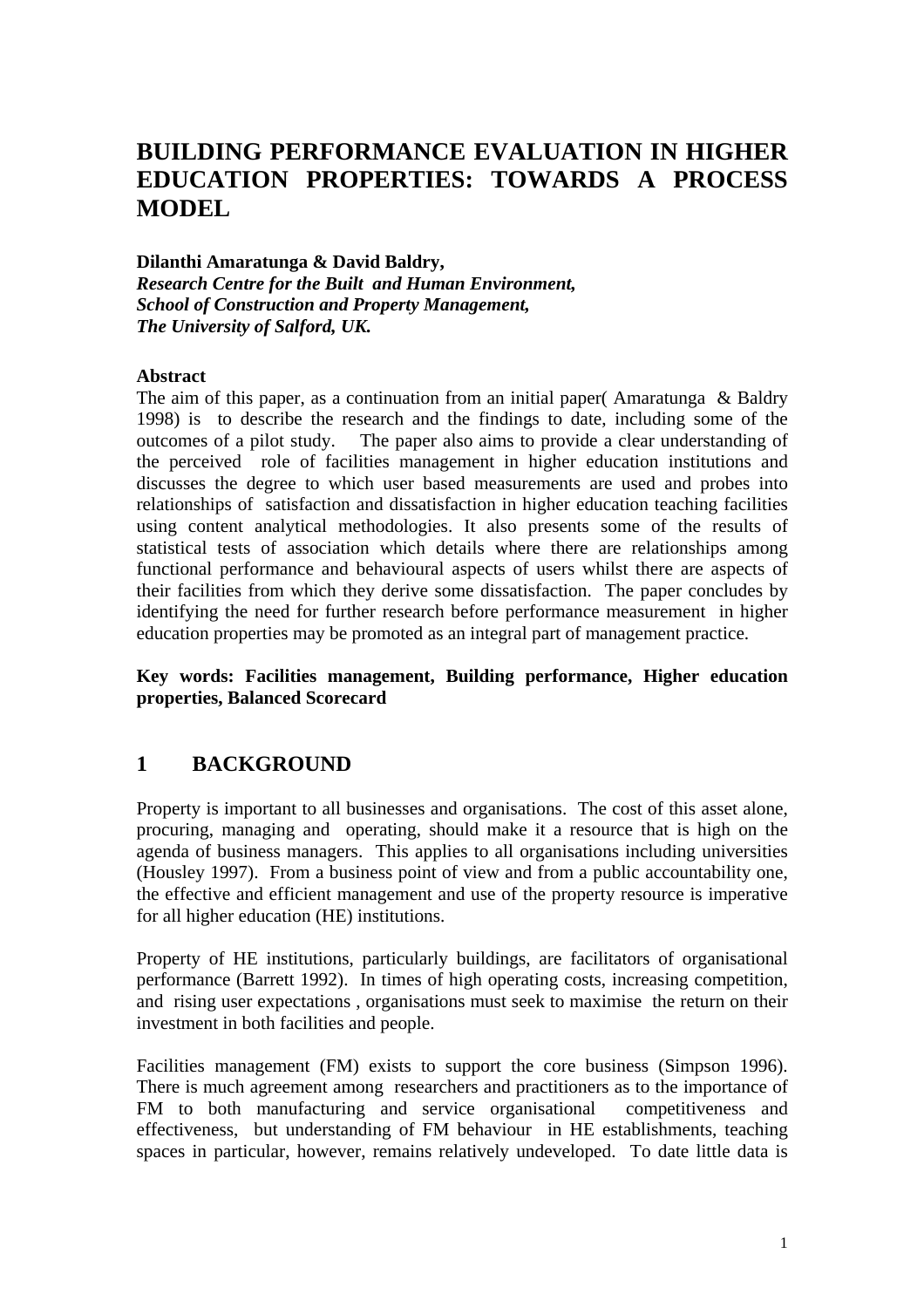# BUILDING PERFORMANCE EVALUATION IN HIGHER EDUCATION PROPERTIES: TOWARDS A PROCESS MODEL

**Dilanthi Amaratunga & David Baldry,**
***Research Centre for the Built and Human Environment,***
***School of Construction and Property Management,***
***The University of Salford, UK.***

**Abstract**

The aim of this paper, as a continuation from an initial paper( Amaratunga & Baldry 1998) is to describe the research and the findings to date, including some of the outcomes of a pilot study. The paper also aims to provide a clear understanding of the perceived role of facilities management in higher education institutions and discusses the degree to which user based measurements are used and probes into relationships of satisfaction and dissatisfaction in higher education teaching facilities using content analytical methodologies. It also presents some of the results of statistical tests of association which details where there are relationships among functional performance and behavioural aspects of users whilst there are aspects of their facilities from which they derive some dissatisfaction. The paper concludes by identifying the need for further research before performance measurement in higher education properties may be promoted as an integral part of management practice.

**Key words: Facilities management, Building performance, Higher education properties, Balanced Scorecard**

## 1 BACKGROUND

Property is important to all businesses and organisations. The cost of this asset alone, procuring, managing and operating, should make it a resource that is high on the agenda of business managers. This applies to all organisations including universities (Housley 1997). From a business point of view and from a public accountability one, the effective and efficient management and use of the property resource is imperative for all higher education (HE) institutions.

Property of HE institutions, particularly buildings, are facilitators of organisational performance (Barrett 1992). In times of high operating costs, increasing competition, and rising user expectations , organisations must seek to maximise the return on their investment in both facilities and people.

Facilities management (FM) exists to support the core business (Simpson 1996). There is much agreement among researchers and practitioners as to the importance of FM to both manufacturing and service organisational competitiveness and effectiveness, but understanding of FM behaviour in HE establishments, teaching spaces in particular, however, remains relatively undeveloped. To date little data is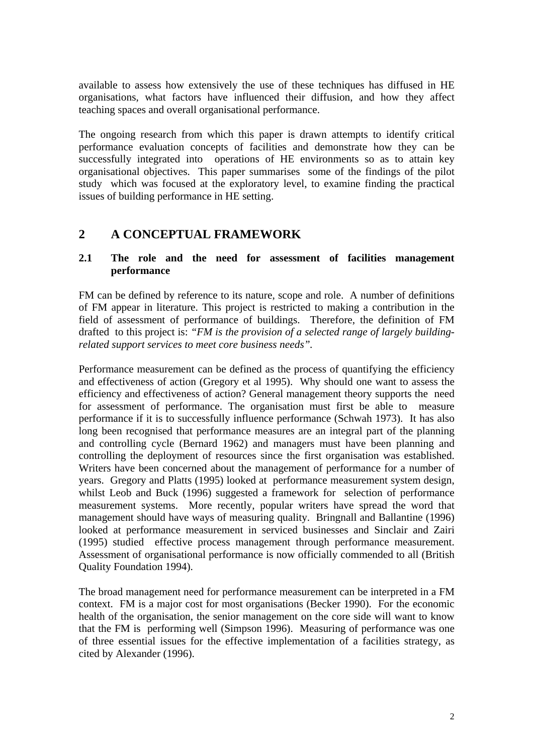available to assess how extensively the use of these techniques has diffused in HE organisations, what factors have influenced their diffusion, and how they affect teaching spaces and overall organisational performance.

The ongoing research from which this paper is drawn attempts to identify critical performance evaluation concepts of facilities and demonstrate how they can be successfully integrated into operations of HE environments so as to attain key organisational objectives. This paper summarises some of the findings of the pilot study which was focused at the exploratory level, to examine finding the practical issues of building performance in HE setting.

## 2 A CONCEPTUAL FRAMEWORK

### 2.1 The role and the need for assessment of facilities management performance

FM can be defined by reference to its nature, scope and role. A number of definitions of FM appear in literature. This project is restricted to making a contribution in the field of assessment of performance of buildings. Therefore, the definition of FM drafted to this project is: *"FM is the provision of a selected range of largely building-related support services to meet core business needs"*.

Performance measurement can be defined as the process of quantifying the efficiency and effectiveness of action (Gregory et al 1995). Why should one want to assess the efficiency and effectiveness of action? General management theory supports the need for assessment of performance. The organisation must first be able to measure performance if it is to successfully influence performance (Schwah 1973). It has also long been recognised that performance measures are an integral part of the planning and controlling cycle (Bernard 1962) and managers must have been planning and controlling the deployment of resources since the first organisation was established. Writers have been concerned about the management of performance for a number of years. Gregory and Platts (1995) looked at performance measurement system design, whilst Leob and Buck (1996) suggested a framework for selection of performance measurement systems. More recently, popular writers have spread the word that management should have ways of measuring quality. Bringnall and Ballantine (1996) looked at performance measurement in serviced businesses and Sinclair and Zairi (1995) studied effective process management through performance measurement. Assessment of organisational performance is now officially commended to all (British Quality Foundation 1994).

The broad management need for performance measurement can be interpreted in a FM context. FM is a major cost for most organisations (Becker 1990). For the economic health of the organisation, the senior management on the core side will want to know that the FM is performing well (Simpson 1996). Measuring of performance was one of three essential issues for the effective implementation of a facilities strategy, as cited by Alexander (1996).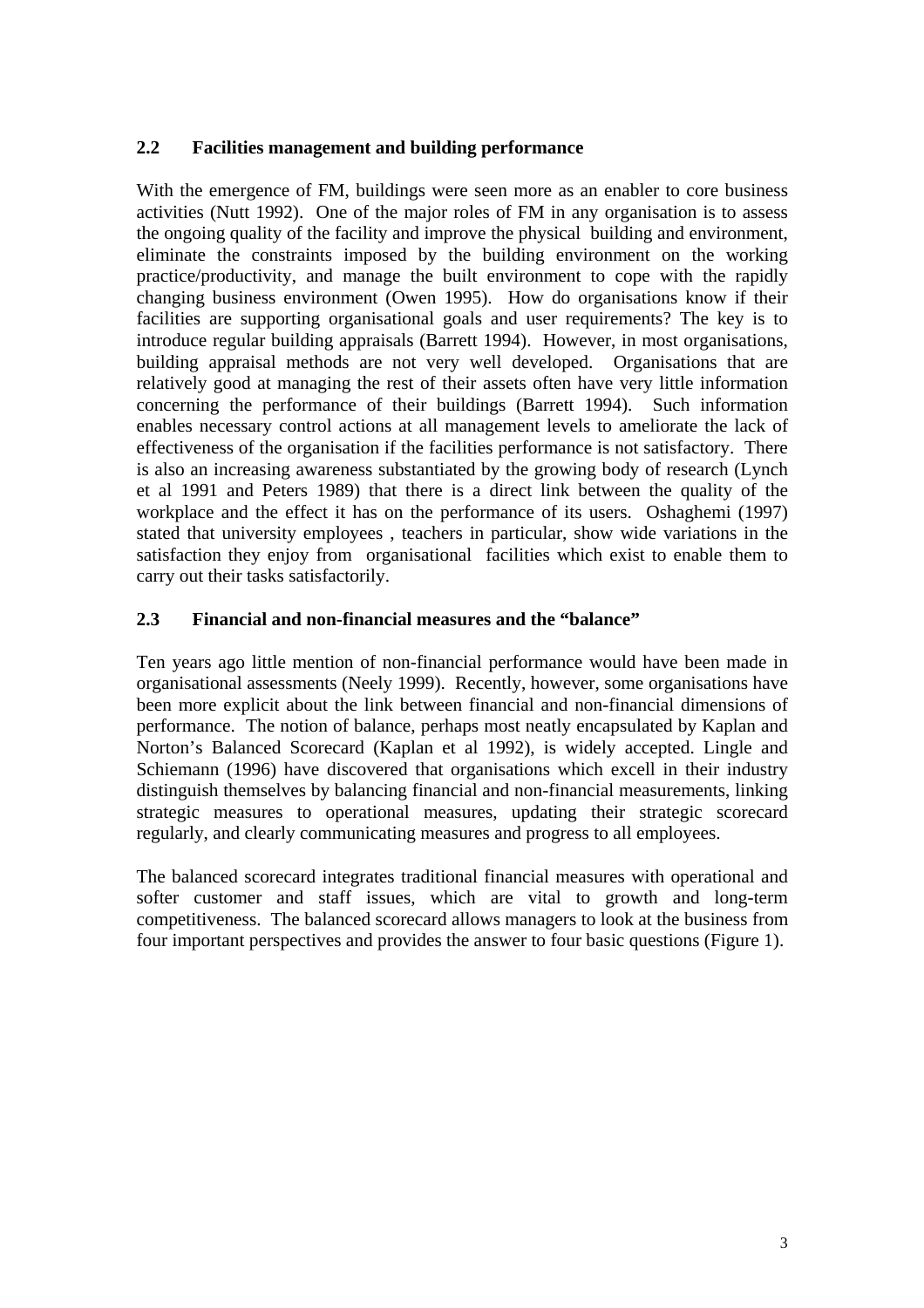## 2.2 Facilities management and building performance

With the emergence of FM, buildings were seen more as an enabler to core business activities (Nutt 1992). One of the major roles of FM in any organisation is to assess the ongoing quality of the facility and improve the physical building and environment, eliminate the constraints imposed by the building environment on the working practice/productivity, and manage the built environment to cope with the rapidly changing business environment (Owen 1995). How do organisations know if their facilities are supporting organisational goals and user requirements? The key is to introduce regular building appraisals (Barrett 1994). However, in most organisations, building appraisal methods are not very well developed. Organisations that are relatively good at managing the rest of their assets often have very little information concerning the performance of their buildings (Barrett 1994). Such information enables necessary control actions at all management levels to ameliorate the lack of effectiveness of the organisation if the facilities performance is not satisfactory. There is also an increasing awareness substantiated by the growing body of research (Lynch et al 1991 and Peters 1989) that there is a direct link between the quality of the workplace and the effect it has on the performance of its users. Oshaghemi (1997) stated that university employees , teachers in particular, show wide variations in the satisfaction they enjoy from organisational facilities which exist to enable them to carry out their tasks satisfactorily.

## 2.3 Financial and non-financial measures and the "balance"

Ten years ago little mention of non-financial performance would have been made in organisational assessments (Neely 1999). Recently, however, some organisations have been more explicit about the link between financial and non-financial dimensions of performance. The notion of balance, perhaps most neatly encapsulated by Kaplan and Norton's Balanced Scorecard (Kaplan et al 1992), is widely accepted. Lingle and Schiemann (1996) have discovered that organisations which excel in their industry distinguish themselves by balancing financial and non-financial measurements, linking strategic measures to operational measures, updating their strategic scorecard regularly, and clearly communicating measures and progress to all employees.

The balanced scorecard integrates traditional financial measures with operational and softer customer and staff issues, which are vital to growth and long-term competitiveness. The balanced scorecard allows managers to look at the business from four important perspectives and provides the answer to four basic questions (Figure 1).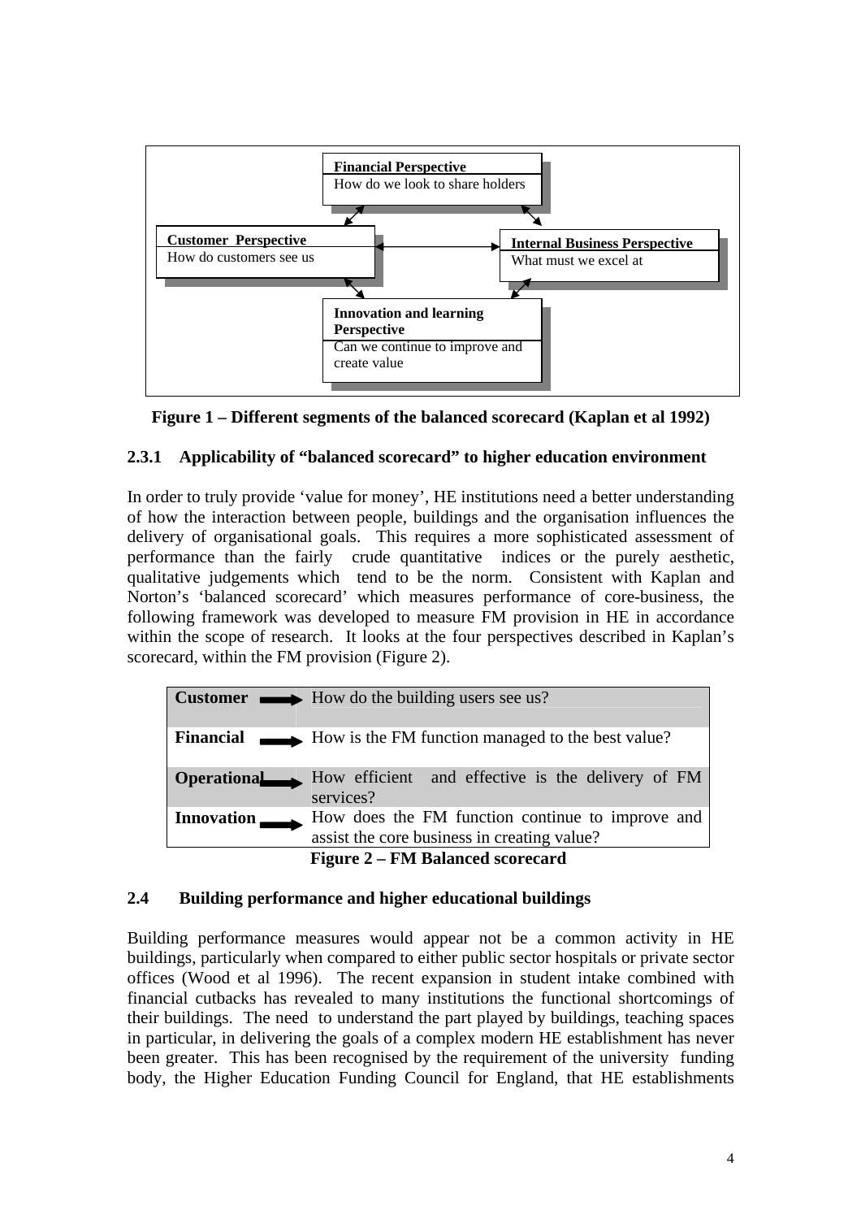**Financial Perspective**
How do we look to share holders

**Customer Perspective**
How do customers see us

**Internal Business Perspective**
What must we excel at

**Innovation and learning Perspective**
Can we continue to improve and create value

**Figure 1 – Different segments of the balanced scorecard (Kaplan et al 1992)**

### 2.3.1 Applicability of "balanced scorecard" to higher education environment

In order to truly provide 'value for money', HE institutions need a better understanding of how the interaction between people, buildings and the organisation influences the delivery of organisational goals. This requires a more sophisticated assessment of performance than the fairly crude quantitative indices or the purely aesthetic, qualitative judgements which tend to be the norm. Consistent with Kaplan and Norton's 'balanced scorecard' which measures performance of core-business, the following framework was developed to measure FM provision in HE in accordance within the scope of research. It looks at the four perspectives described in Kaplan's scorecard, within the FM provision (Figure 2).

| | |
|---|---|
| **Customer** → | How do the building users see us? |
| **Financial** → | How is the FM function managed to the best value? |
| **Operational** → | How efficient and effective is the delivery of FM services? |
| **Innovation** → | How does the FM function continue to improve and assist the core business in creating value? |

**Figure 2 – FM Balanced scorecard**

## 2.4 Building performance and higher educational buildings

Building performance measures would appear not be a common activity in HE buildings, particularly when compared to either public sector hospitals or private sector offices (Wood et al 1996). The recent expansion in student intake combined with financial cutbacks has revealed to many institutions the functional shortcomings of their buildings. The need to understand the part played by buildings, teaching spaces in particular, in delivering the goals of a complex modern HE establishment has never been greater. This has been recognised by the requirement of the university funding body, the Higher Education Funding Council for England, that HE establishments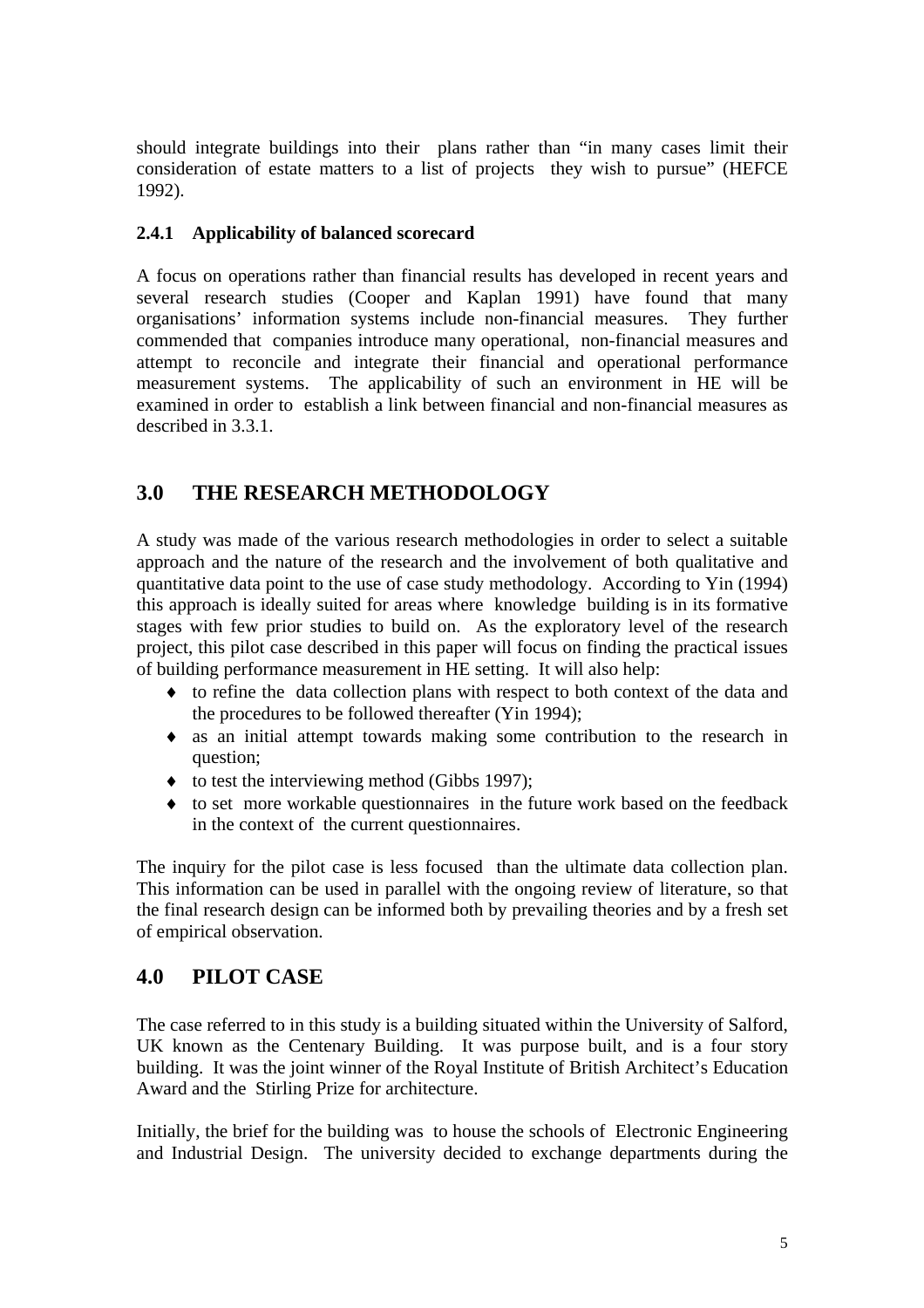should integrate buildings into their plans rather than "in many cases limit their consideration of estate matters to a list of projects they wish to pursue" (HEFCE 1992).

### 2.4.1 Applicability of balanced scorecard

A focus on operations rather than financial results has developed in recent years and several research studies (Cooper and Kaplan 1991) have found that many organisations' information systems include non-financial measures. They further commended that companies introduce many operational, non-financial measures and attempt to reconcile and integrate their financial and operational performance measurement systems. The applicability of such an environment in HE will be examined in order to establish a link between financial and non-financial measures as described in 3.3.1.

## 3.0 THE RESEARCH METHODOLOGY

A study was made of the various research methodologies in order to select a suitable approach and the nature of the research and the involvement of both qualitative and quantitative data point to the use of case study methodology. According to Yin (1994) this approach is ideally suited for areas where knowledge building is in its formative stages with few prior studies to build on. As the exploratory level of the research project, this pilot case described in this paper will focus on finding the practical issues of building performance measurement in HE setting. It will also help:

- to refine the data collection plans with respect to both context of the data and the procedures to be followed thereafter (Yin 1994);
- as an initial attempt towards making some contribution to the research in question;
- to test the interviewing method (Gibbs 1997);
- to set more workable questionnaires in the future work based on the feedback in the context of the current questionnaires.

The inquiry for the pilot case is less focused than the ultimate data collection plan. This information can be used in parallel with the ongoing review of literature, so that the final research design can be informed both by prevailing theories and by a fresh set of empirical observation.

## 4.0 PILOT CASE

The case referred to in this study is a building situated within the University of Salford, UK known as the Centenary Building. It was purpose built, and is a four story building. It was the joint winner of the Royal Institute of British Architect's Education Award and the Stirling Prize for architecture.

Initially, the brief for the building was to house the schools of Electronic Engineering and Industrial Design. The university decided to exchange departments during the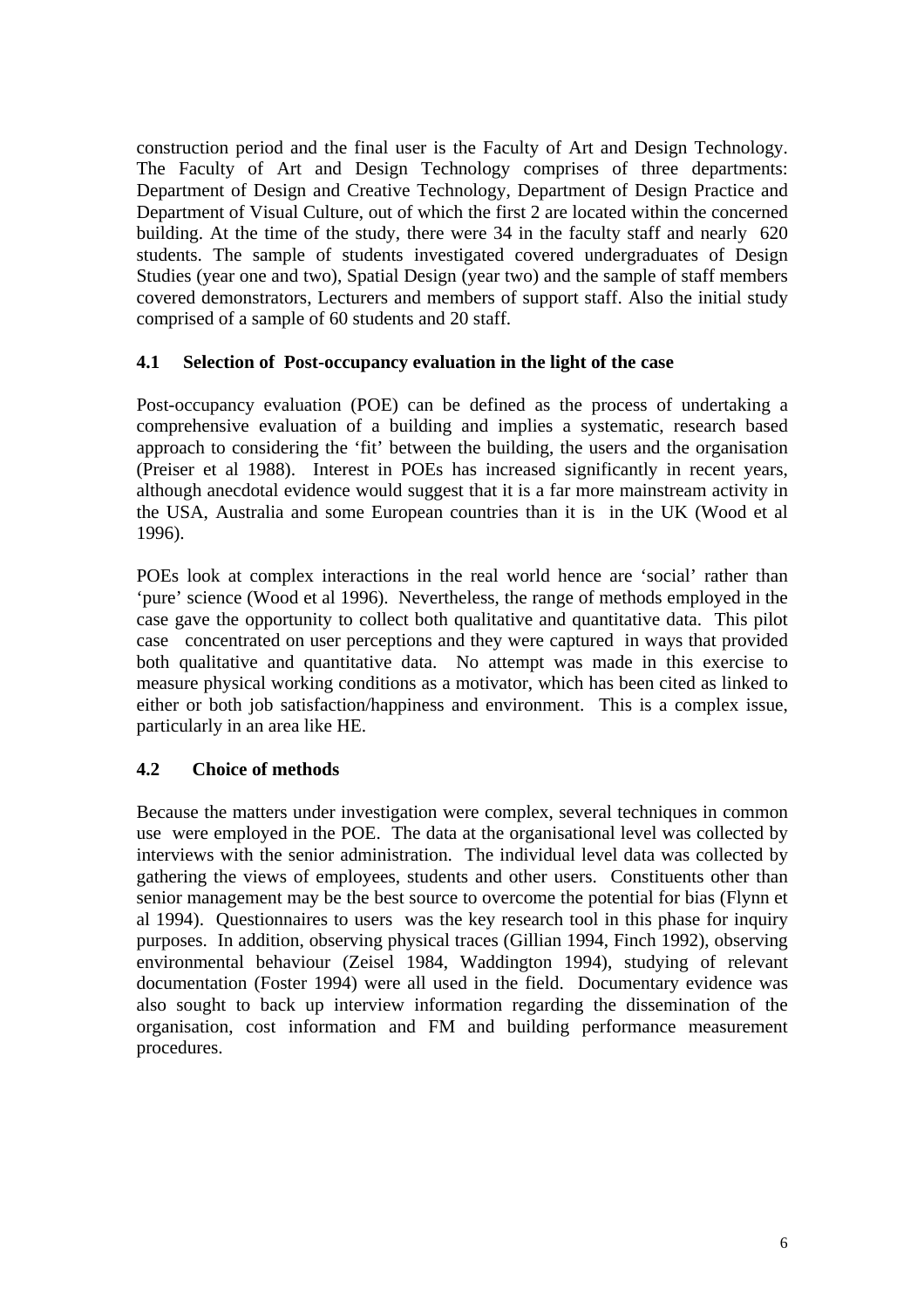construction period and the final user is the Faculty of Art and Design Technology. The Faculty of Art and Design Technology comprises of three departments: Department of Design and Creative Technology, Department of Design Practice and Department of Visual Culture, out of which the first 2 are located within the concerned building. At the time of the study, there were 34 in the faculty staff and nearly 620 students. The sample of students investigated covered undergraduates of Design Studies (year one and two), Spatial Design (year two) and the sample of staff members covered demonstrators, Lecturers and members of support staff. Also the initial study comprised of a sample of 60 students and 20 staff.

### 4.1 Selection of Post-occupancy evaluation in the light of the case

Post-occupancy evaluation (POE) can be defined as the process of undertaking a comprehensive evaluation of a building and implies a systematic, research based approach to considering the 'fit' between the building, the users and the organisation (Preiser et al 1988). Interest in POEs has increased significantly in recent years, although anecdotal evidence would suggest that it is a far more mainstream activity in the USA, Australia and some European countries than it is in the UK (Wood et al 1996).

POEs look at complex interactions in the real world hence are 'social' rather than 'pure' science (Wood et al 1996). Nevertheless, the range of methods employed in the case gave the opportunity to collect both qualitative and quantitative data. This pilot case concentrated on user perceptions and they were captured in ways that provided both qualitative and quantitative data. No attempt was made in this exercise to measure physical working conditions as a motivator, which has been cited as linked to either or both job satisfaction/happiness and environment. This is a complex issue, particularly in an area like HE.

### 4.2 Choice of methods

Because the matters under investigation were complex, several techniques in common use were employed in the POE. The data at the organisational level was collected by interviews with the senior administration. The individual level data was collected by gathering the views of employees, students and other users. Constituents other than senior management may be the best source to overcome the potential for bias (Flynn et al 1994). Questionnaires to users was the key research tool in this phase for inquiry purposes. In addition, observing physical traces (Gillian 1994, Finch 1992), observing environmental behaviour (Zeisel 1984, Waddington 1994), studying of relevant documentation (Foster 1994) were all used in the field. Documentary evidence was also sought to back up interview information regarding the dissemination of the organisation, cost information and FM and building performance measurement procedures.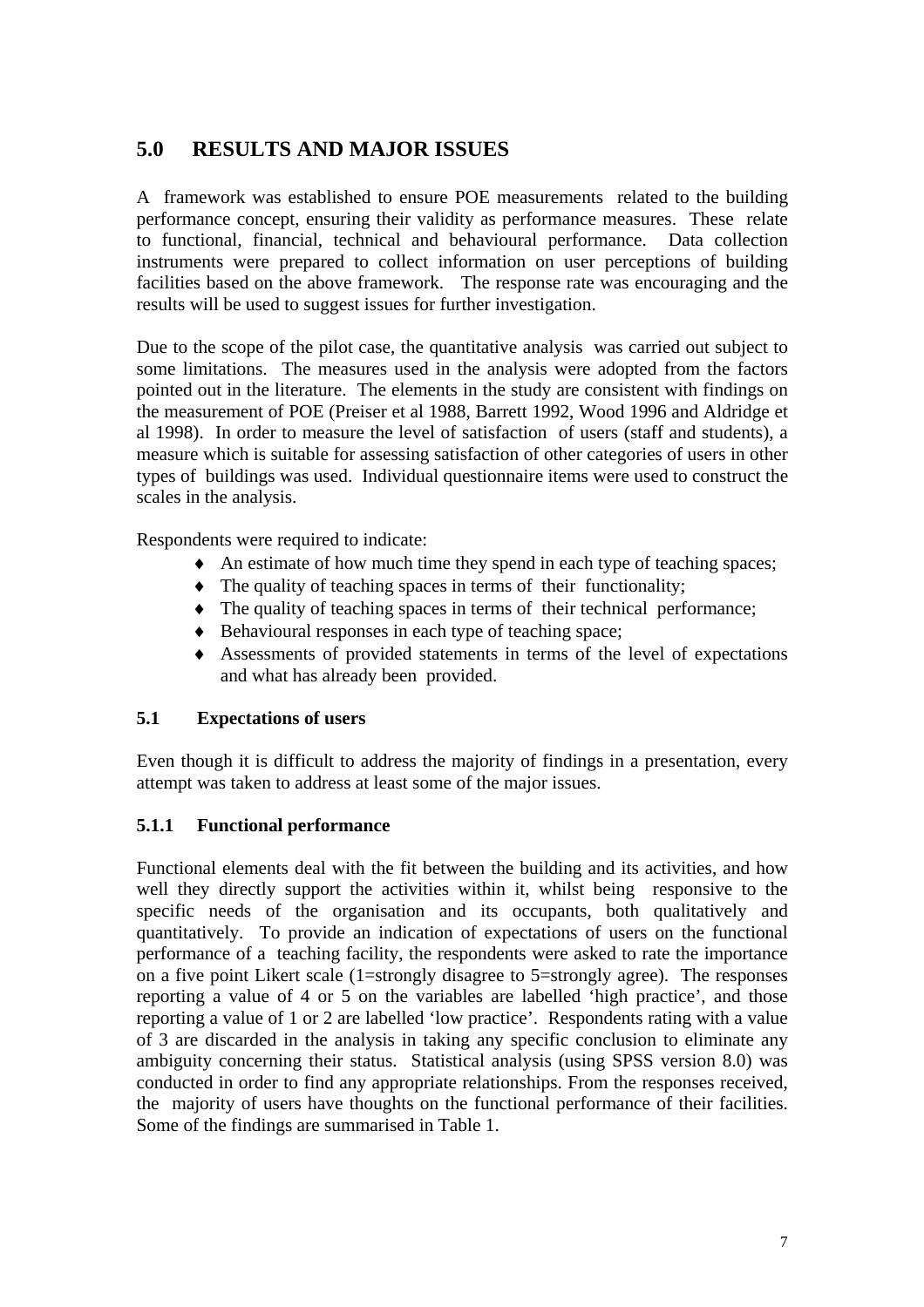## 5.0 RESULTS AND MAJOR ISSUES

A framework was established to ensure POE measurements related to the building performance concept, ensuring their validity as performance measures. These relate to functional, financial, technical and behavioural performance. Data collection instruments were prepared to collect information on user perceptions of building facilities based on the above framework. The response rate was encouraging and the results will be used to suggest issues for further investigation.

Due to the scope of the pilot case, the quantitative analysis was carried out subject to some limitations. The measures used in the analysis were adopted from the factors pointed out in the literature. The elements in the study are consistent with findings on the measurement of POE (Preiser et al 1988, Barrett 1992, Wood 1996 and Aldridge et al 1998). In order to measure the level of satisfaction of users (staff and students), a measure which is suitable for assessing satisfaction of other categories of users in other types of buildings was used. Individual questionnaire items were used to construct the scales in the analysis.

Respondents were required to indicate:

- An estimate of how much time they spend in each type of teaching spaces;
- The quality of teaching spaces in terms of their functionality;
- The quality of teaching spaces in terms of their technical performance;
- Behavioural responses in each type of teaching space;
- Assessments of provided statements in terms of the level of expectations and what has already been provided.

### 5.1 Expectations of users

Even though it is difficult to address the majority of findings in a presentation, every attempt was taken to address at least some of the major issues.

#### 5.1.1 Functional performance

Functional elements deal with the fit between the building and its activities, and how well they directly support the activities within it, whilst being responsive to the specific needs of the organisation and its occupants, both qualitatively and quantitatively. To provide an indication of expectations of users on the functional performance of a teaching facility, the respondents were asked to rate the importance on a five point Likert scale (1=strongly disagree to 5=strongly agree). The responses reporting a value of 4 or 5 on the variables are labelled 'high practice', and those reporting a value of 1 or 2 are labelled 'low practice'. Respondents rating with a value of 3 are discarded in the analysis in taking any specific conclusion to eliminate any ambiguity concerning their status. Statistical analysis (using SPSS version 8.0) was conducted in order to find any appropriate relationships. From the responses received, the majority of users have thoughts on the functional performance of their facilities. Some of the findings are summarised in Table 1.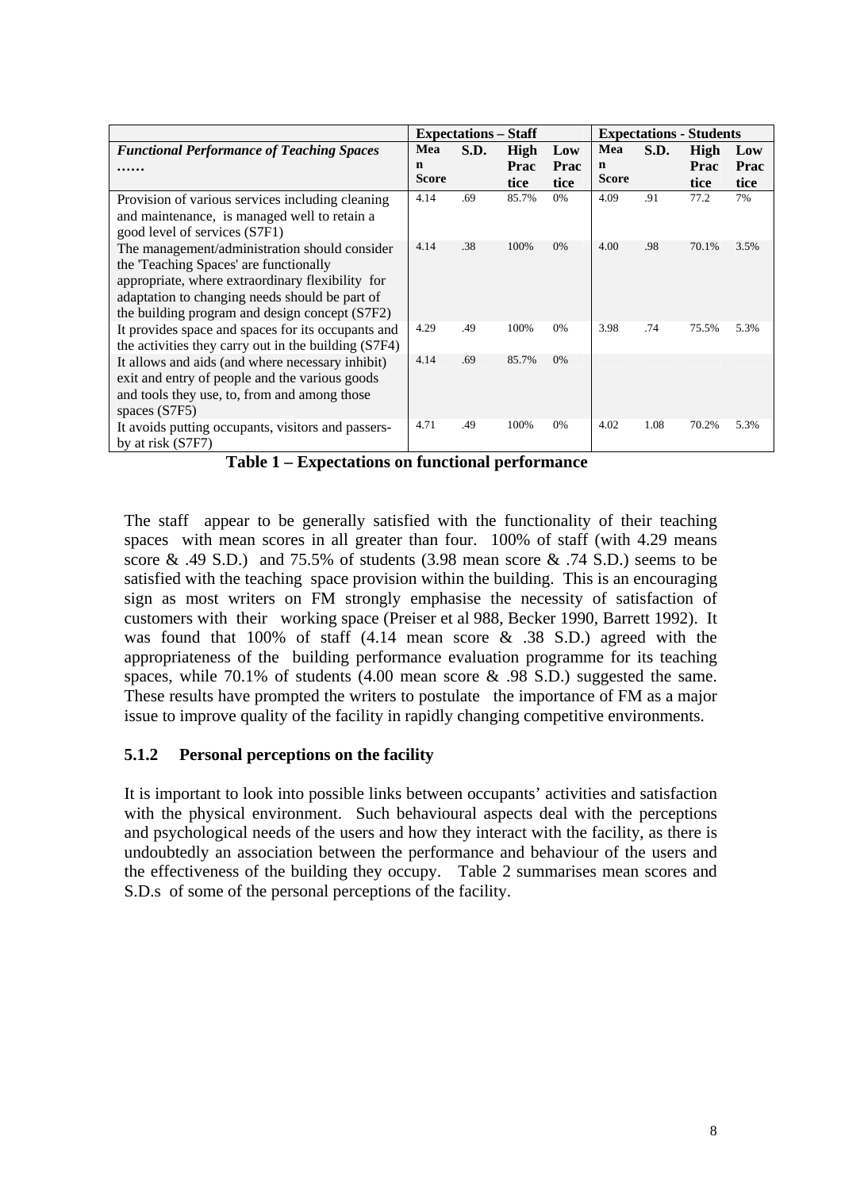| | Expectations – Staff | | | | Expectations - Students | | | |
|---|---|---|---|---|---|---|---|---|
| ***Functional Performance of Teaching Spaces ……*** | **Mean Score** | **S.D.** | **High Practice** | **Low Practice** | **Mean Score** | **S.D.** | **High Practice** | **Low Practice** |
| Provision of various services including cleaning and maintenance, is managed well to retain a good level of services (S7F1) | 4.14 | .69 | 85.7% | 0% | 4.09 | .91 | 77.2 | 7% |
| The management/administration should consider the 'Teaching Spaces' are functionally appropriate, where extraordinary flexibility for adaptation to changing needs should be part of the building program and design concept (S7F2) | 4.14 | .38 | 100% | 0% | 4.00 | .98 | 70.1% | 3.5% |
| It provides space and spaces for its occupants and the activities they carry out in the building (S7F4) | 4.29 | .49 | 100% | 0% | 3.98 | .74 | 75.5% | 5.3% |
| It allows and aids (and where necessary inhibit) exit and entry of people and the various goods and tools they use, to, from and among those spaces (S7F5) | 4.14 | .69 | 85.7% | 0% | | | | |
| It avoids putting occupants, visitors and passers-by at risk (S7F7) | 4.71 | .49 | 100% | 0% | 4.02 | 1.08 | 70.2% | 5.3% |

**Table 1 – Expectations on functional performance**

The staff appear to be generally satisfied with the functionality of their teaching spaces with mean scores in all greater than four. 100% of staff (with 4.29 means score & .49 S.D.) and 75.5% of students (3.98 mean score & .74 S.D.) seems to be satisfied with the teaching space provision within the building. This is an encouraging sign as most writers on FM strongly emphasise the necessity of satisfaction of customers with their working space (Preiser et al 988, Becker 1990, Barrett 1992). It was found that 100% of staff (4.14 mean score & .38 S.D.) agreed with the appropriateness of the building performance evaluation programme for its teaching spaces, while 70.1% of students (4.00 mean score & .98 S.D.) suggested the same. These results have prompted the writers to postulate the importance of FM as a major issue to improve quality of the facility in rapidly changing competitive environments.

### 5.1.2 Personal perceptions on the facility

It is important to look into possible links between occupants' activities and satisfaction with the physical environment. Such behavioural aspects deal with the perceptions and psychological needs of the users and how they interact with the facility, as there is undoubtedly an association between the performance and behaviour of the users and the effectiveness of the building they occupy. Table 2 summarises mean scores and S.D.s of some of the personal perceptions of the facility.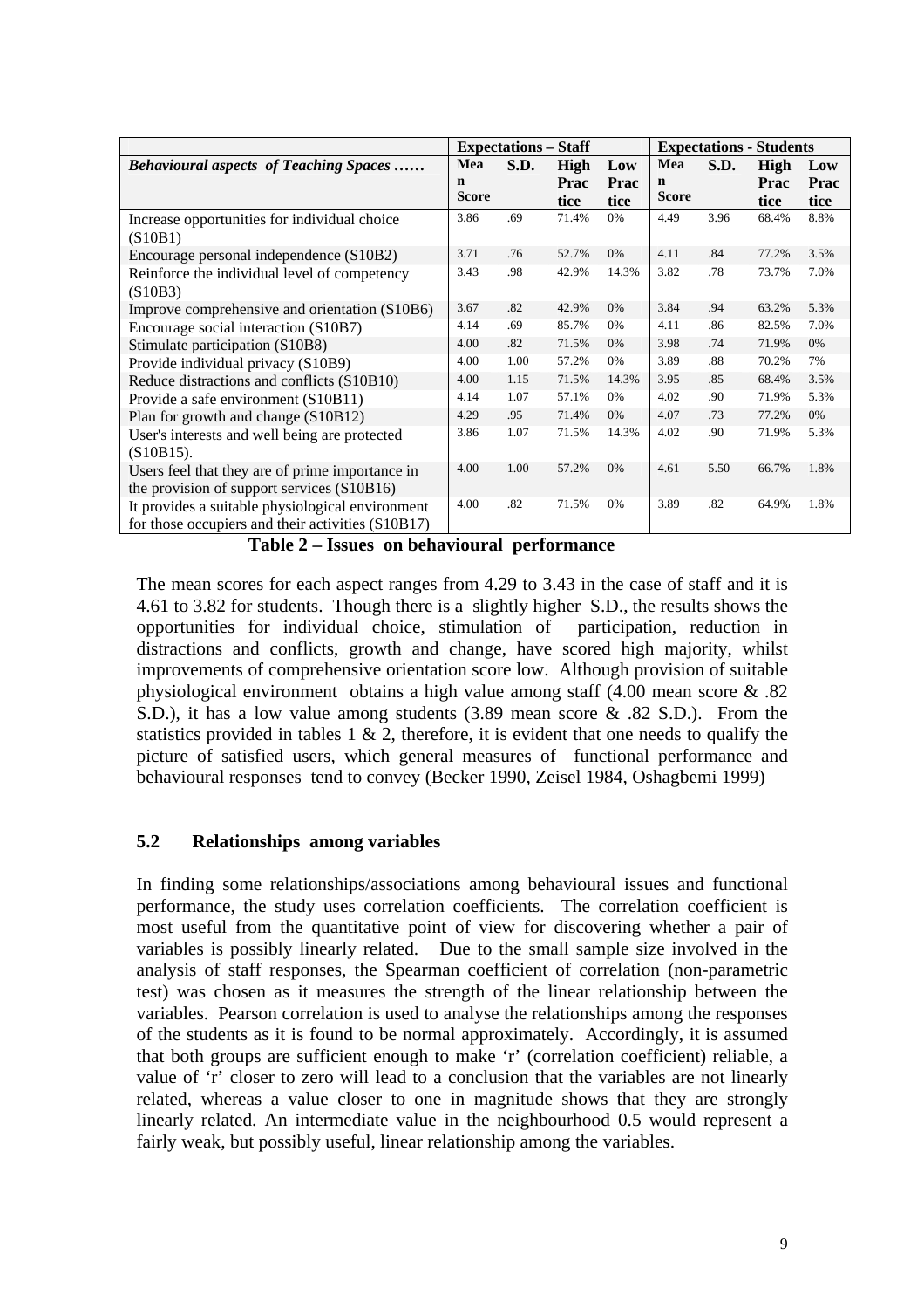| | Expectations – Staff | | | | Expectations - Students | | | |
|---|---|---|---|---|---|---|---|---|
| ***Behavioural aspects of Teaching Spaces ……*** | **Mean Score** | **S.D.** | **High Practice** | **Low Practice** | **Mean Score** | **S.D.** | **High Practice** | **Low Practice** |
| Increase opportunities for individual choice (S10B1) | 3.86 | .69 | 71.4% | 0% | 4.49 | 3.96 | 68.4% | 8.8% |
| Encourage personal independence (S10B2) | 3.71 | .76 | 52.7% | 0% | 4.11 | .84 | 77.2% | 3.5% |
| Reinforce the individual level of competency (S10B3) | 3.43 | .98 | 42.9% | 14.3% | 3.82 | .78 | 73.7% | 7.0% |
| Improve comprehensive and orientation (S10B6) | 3.67 | .82 | 42.9% | 0% | 3.84 | .94 | 63.2% | 5.3% |
| Encourage social interaction (S10B7) | 4.14 | .69 | 85.7% | 0% | 4.11 | .86 | 82.5% | 7.0% |
| Stimulate participation (S10B8) | 4.00 | .82 | 71.5% | 0% | 3.98 | .74 | 71.9% | 0% |
| Provide individual privacy (S10B9) | 4.00 | 1.00 | 57.2% | 0% | 3.89 | .88 | 70.2% | 7% |
| Reduce distractions and conflicts (S10B10) | 4.00 | 1.15 | 71.5% | 14.3% | 3.95 | .85 | 68.4% | 3.5% |
| Provide a safe environment (S10B11) | 4.14 | 1.07 | 57.1% | 0% | 4.02 | .90 | 71.9% | 5.3% |
| Plan for growth and change (S10B12) | 4.29 | .95 | 71.4% | 0% | 4.07 | .73 | 77.2% | 0% |
| User's interests and well being are protected (S10B15). | 3.86 | 1.07 | 71.5% | 14.3% | 4.02 | .90 | 71.9% | 5.3% |
| Users feel that they are of prime importance in the provision of support services (S10B16) | 4.00 | 1.00 | 57.2% | 0% | 4.61 | 5.50 | 66.7% | 1.8% |
| It provides a suitable physiological environment for those occupiers and their activities (S10B17) | 4.00 | .82 | 71.5% | 0% | 3.89 | .82 | 64.9% | 1.8% |

**Table 2 – Issues on behavioural performance**

The mean scores for each aspect ranges from 4.29 to 3.43 in the case of staff and it is 4.61 to 3.82 for students. Though there is a slightly higher S.D., the results shows the opportunities for individual choice, stimulation of participation, reduction in distractions and conflicts, growth and change, have scored high majority, whilst improvements of comprehensive orientation score low. Although provision of suitable physiological environment obtains a high value among staff (4.00 mean score & .82 S.D.), it has a low value among students (3.89 mean score & .82 S.D.). From the statistics provided in tables 1 & 2, therefore, it is evident that one needs to qualify the picture of satisfied users, which general measures of functional performance and behavioural responses tend to convey (Becker 1990, Zeisel 1984, Oshagbemi 1999)

### 5.2 Relationships among variables

In finding some relationships/associations among behavioural issues and functional performance, the study uses correlation coefficients. The correlation coefficient is most useful from the quantitative point of view for discovering whether a pair of variables is possibly linearly related. Due to the small sample size involved in the analysis of staff responses, the Spearman coefficient of correlation (non-parametric test) was chosen as it measures the strength of the linear relationship between the variables. Pearson correlation is used to analyse the relationships among the responses of the students as it is found to be normal approximately. Accordingly, it is assumed that both groups are sufficient enough to make 'r' (correlation coefficient) reliable, a value of 'r' closer to zero will lead to a conclusion that the variables are not linearly related, whereas a value closer to one in magnitude shows that they are strongly linearly related. An intermediate value in the neighbourhood 0.5 would represent a fairly weak, but possibly useful, linear relationship among the variables.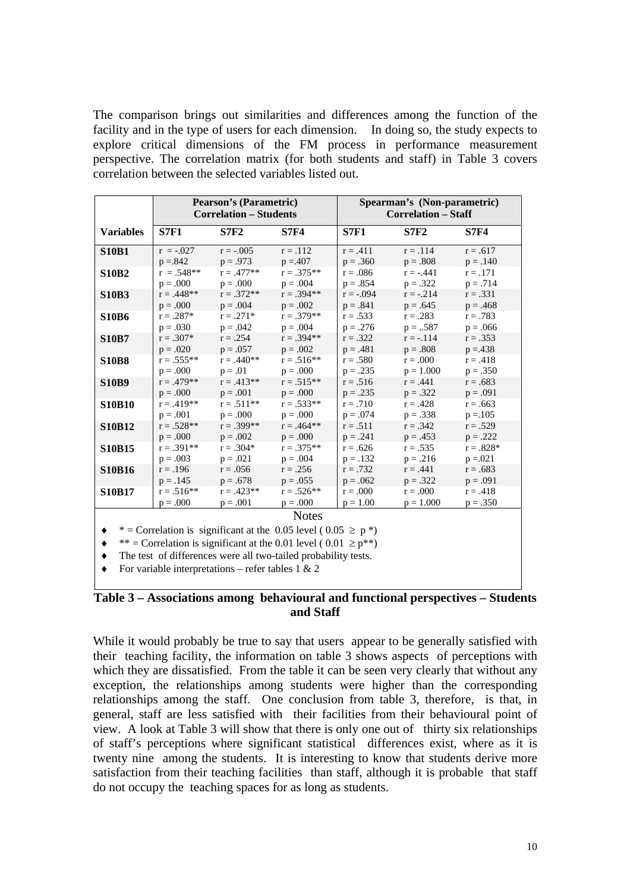The comparison brings out similarities and differences among the function of the facility and in the type of users for each dimension. In doing so, the study expects to explore critical dimensions of the FM process in performance measurement perspective. The correlation matrix (for both students and staff) in Table 3 covers correlation between the selected variables listed out.

| | Pearson's (Parametric) Correlation – Students | | | Spearman's (Non-parametric) Correlation – Staff | | |
|---|---|---|---|---|---|---|
| **Variables** | **S7F1** | **S7F2** | **S7F4** | **S7F1** | **S7F2** | **S7F4** |
| **S10B1** | r = -.027<br>p =.842 | r = -.005<br>p = .973 | r = .112<br>p =.407 | r = .411<br>p = .360 | r = .114<br>p = .808 | r = .617<br>p = .140 |
| **S10B2** | r = .548**<br>p = .000 | r = .477**<br>p = .000 | r = .375**<br>p = .004 | r = .086<br>p = .854 | r = -.441<br>p = .322 | r = .171<br>p = .714 |
| **S10B3** | r = .448**<br>p = .000 | r = .372**<br>p = .004 | r = .394**<br>p = .002 | r = -.094<br>p = .841 | r = -.214<br>p = .645 | r = .331<br>p = .468 |
| **S10B6** | r = .287*<br>p = .030 | r = .271*<br>p = .042 | r = .379**<br>p = .004 | r = .533<br>p = .276 | r = .283<br>p = ..587 | r = .783<br>p = .066 |
| **S10B7** | r = .307*<br>p = .020 | r = .254<br>p = .057 | r = .394**<br>p = .002 | r = .322<br>p = .481 | r = -.114<br>p = .808 | r = .353<br>p =.438 |
| **S10B8** | r = .555**<br>p = .000 | r = .440**<br>p = .01 | r = .516**<br>p = .000 | r = .580<br>p = .235 | r = .000<br>p = 1.000 | r = .418<br>p = .350 |
| **S10B9** | r = .479**<br>p = .000 | r = .413**<br>p = .001 | r = .515**<br>p = .000 | r = .516<br>p = .235 | r = .441<br>p = .322 | r = .683<br>p = .091 |
| **S10B10** | r = .419**<br>p = .001 | r = .511**<br>p = .000 | r = .533**<br>p = .000 | r = .710<br>p = .074 | r = .428<br>p = .338 | r = .663<br>p =.105 |
| **S10B12** | r = .528**<br>p = .000 | r = .399**<br>p = .002 | r = .464**<br>p = .000 | r = .511<br>p = .241 | r = .342<br>p = .453 | r = .529<br>p = .222 |
| **S10B15** | r = .391**<br>p = .003 | r = .304*<br>p = .021 | r = .375**<br>p = .004 | r = .626<br>p = .132 | r = .535<br>p = .216 | r = .828*<br>p =.021 |
| **S10B16** | r = .196<br>p = .145 | r = .056<br>p = .678 | r = .256<br>p = .055 | r = .732<br>p = .062 | r = .441<br>p = .322 | r = .683<br>p = .091 |
| **S10B17** | r = .516**<br>p = .000 | r = .423**<br>p = .001 | r = .526**<br>p = .000 | r = .000<br>p = 1.00 | r = .000<br>p = 1.000 | r = .418<br>p = .350 |

Notes

- * = Correlation is significant at the 0.05 level ( 0.05 ≥ p *)
- ** = Correlation is significant at the 0.01 level ( 0.01 ≥ p**)
- The test of differences were all two-tailed probability tests.
- For variable interpretations – refer tables 1 & 2

**Table 3 – Associations among behavioural and functional perspectives – Students and Staff**

While it would probably be true to say that users appear to be generally satisfied with their teaching facility, the information on table 3 shows aspects of perceptions with which they are dissatisfied. From the table it can be seen very clearly that without any exception, the relationships among students were higher than the corresponding relationships among the staff. One conclusion from table 3, therefore, is that, in general, staff are less satisfied with their facilities from their behavioural point of view. A look at Table 3 will show that there is only one out of thirty six relationships of staff's perceptions where significant statistical differences exist, where as it is twenty nine among the students. It is interesting to know that students derive more satisfaction from their teaching facilities than staff, although it is probable that staff do not occupy the teaching spaces for as long as students.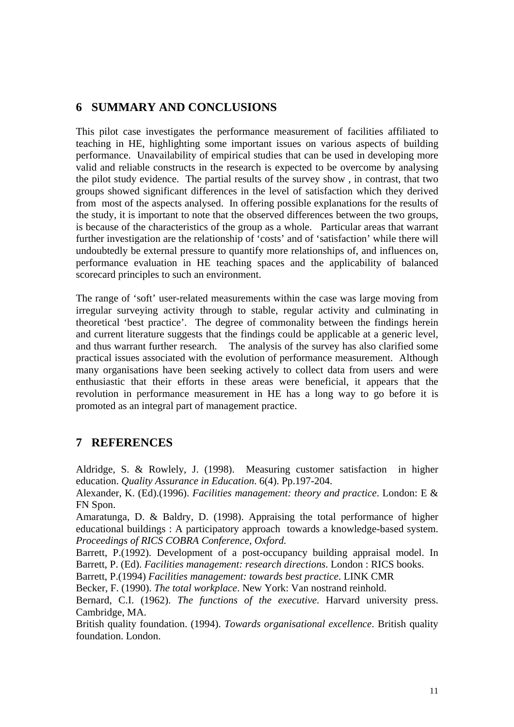## 6 SUMMARY AND CONCLUSIONS

This pilot case investigates the performance measurement of facilities affiliated to teaching in HE, highlighting some important issues on various aspects of building performance. Unavailability of empirical studies that can be used in developing more valid and reliable constructs in the research is expected to be overcome by analysing the pilot study evidence. The partial results of the survey show , in contrast, that two groups showed significant differences in the level of satisfaction which they derived from most of the aspects analysed. In offering possible explanations for the results of the study, it is important to note that the observed differences between the two groups, is because of the characteristics of the group as a whole. Particular areas that warrant further investigation are the relationship of 'costs' and of 'satisfaction' while there will undoubtedly be external pressure to quantify more relationships of, and influences on, performance evaluation in HE teaching spaces and the applicability of balanced scorecard principles to such an environment.

The range of 'soft' user-related measurements within the case was large moving from irregular surveying activity through to stable, regular activity and culminating in theoretical 'best practice'. The degree of commonality between the findings herein and current literature suggests that the findings could be applicable at a generic level, and thus warrant further research. The analysis of the survey has also clarified some practical issues associated with the evolution of performance measurement. Although many organisations have been seeking actively to collect data from users and were enthusiastic that their efforts in these areas were beneficial, it appears that the revolution in performance measurement in HE has a long way to go before it is promoted as an integral part of management practice.

## 7 REFERENCES

Aldridge, S. & Rowlely, J. (1998). Measuring customer satisfaction in higher education. *Quality Assurance in Education*. 6(4). Pp.197-204.

Alexander, K. (Ed).(1996). *Facilities management: theory and practice*. London: E & FN Spon.

Amaratunga, D. & Baldry, D. (1998). Appraising the total performance of higher educational buildings : A participatory approach towards a knowledge-based system. *Proceedings of RICS COBRA Conference, Oxford.*

Barrett, P.(1992). Development of a post-occupancy building appraisal model. In Barrett, P. (Ed). *Facilities management: research directions*. London : RICS books.

Barrett, P.(1994) *Facilities management: towards best practice*. LINK CMR

Becker, F. (1990). *The total workplace*. New York: Van nostrand reinhold.

Bernard, C.I. (1962). *The functions of the executive*. Harvard university press. Cambridge, MA.

British quality foundation. (1994). *Towards organisational excellence*. British quality foundation. London.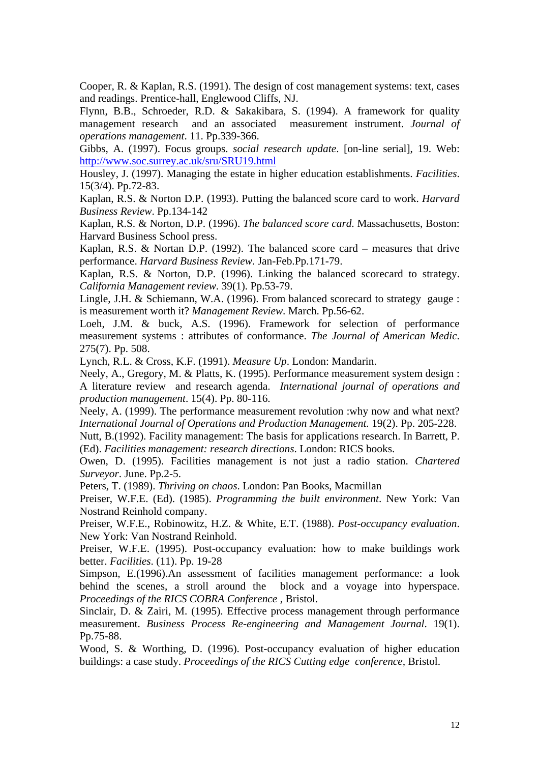Cooper, R. & Kaplan, R.S. (1991). The design of cost management systems: text, cases and readings. Prentice-hall, Englewood Cliffs, NJ.

Flynn, B.B., Schroeder, R.D. & Sakakibara, S. (1994). A framework for quality management research and an associated measurement instrument. *Journal of operations management*. 11. Pp.339-366.

Gibbs, A. (1997). Focus groups. *social research update*. [on-line serial], 19. Web: http://www.soc.surrey.ac.uk/sru/SRU19.html

Housley, J. (1997). Managing the estate in higher education establishments. *Facilities*. 15(3/4). Pp.72-83.

Kaplan, R.S. & Norton D.P. (1993). Putting the balanced score card to work. *Harvard Business Review*. Pp.134-142

Kaplan, R.S. & Norton, D.P. (1996). *The balanced score card*. Massachusetts, Boston: Harvard Business School press.

Kaplan, R.S. & Nortan D.P. (1992). The balanced score card – measures that drive performance. *Harvard Business Review*. Jan-Feb.Pp.171-79.

Kaplan, R.S. & Norton, D.P. (1996). Linking the balanced scorecard to strategy. *California Management review*. 39(1). Pp.53-79.

Lingle, J.H. & Schiemann, W.A. (1996). From balanced scorecard to strategy gauge : is measurement worth it? *Management Review*. March. Pp.56-62.

Loeh, J.M. & buck, A.S. (1996). Framework for selection of performance measurement systems : attributes of conformance. *The Journal of American Medic*. 275(7). Pp. 508.

Lynch, R.L. & Cross, K.F. (1991). *Measure Up*. London: Mandarin.

Neely, A., Gregory, M. & Platts, K. (1995). Performance measurement system design : A literature review and research agenda. *International journal of operations and production management*. 15(4). Pp. 80-116.

Neely, A. (1999). The performance measurement revolution :why now and what next? *International Journal of Operations and Production Management.* 19(2). Pp. 205-228.

Nutt, B.(1992). Facility management: The basis for applications research. In Barrett, P. (Ed). *Facilities management: research directions*. London: RICS books.

Owen, D. (1995). Facilities management is not just a radio station. *Chartered Surveyor*. June. Pp.2-5.

Peters, T. (1989). *Thriving on chaos*. London: Pan Books, Macmillan

Preiser, W.F.E. (Ed). (1985). *Programming the built environment*. New York: Van Nostrand Reinhold company.

Preiser, W.F.E., Robinowitz, H.Z. & White, E.T. (1988). *Post-occupancy evaluation*. New York: Van Nostrand Reinhold.

Preiser, W.F.E. (1995). Post-occupancy evaluation: how to make buildings work better. *Facilities*. (11). Pp. 19-28

Simpson, E.(1996).An assessment of facilities management performance: a look behind the scenes, a stroll around the block and a voyage into hyperspace. *Proceedings of the RICS COBRA Conference* , Bristol.

Sinclair, D. & Zairi, M. (1995). Effective process management through performance measurement. *Business Process Re-engineering and Management Journal*. 19(1). Pp.75-88.

Wood, S. & Worthing, D. (1996). Post-occupancy evaluation of higher education buildings: a case study. *Proceedings of the RICS Cutting edge conference*, Bristol.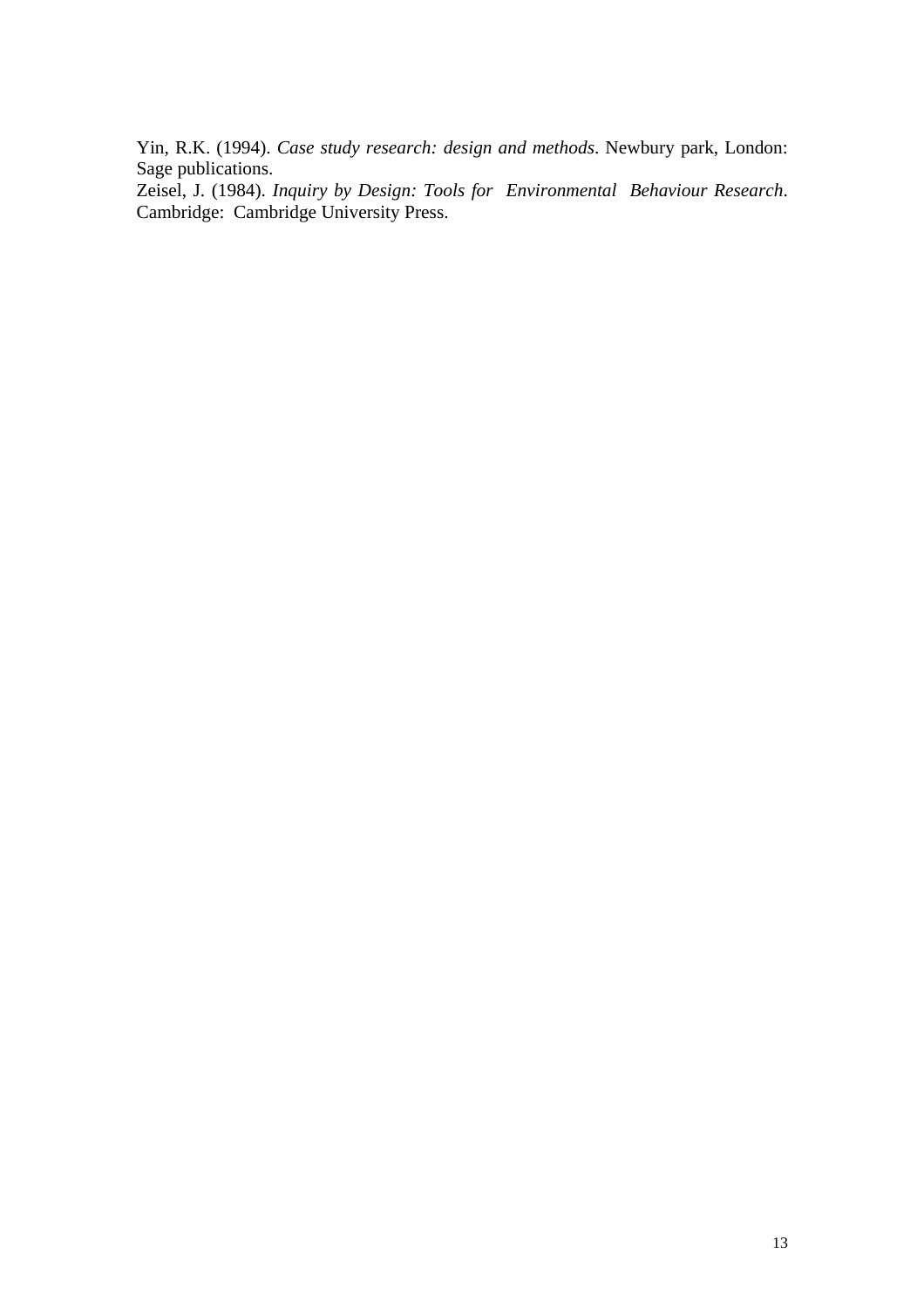Yin, R.K. (1994). *Case study research: design and methods*. Newbury park, London: Sage publications.

Zeisel, J. (1984). *Inquiry by Design: Tools for Environmental Behaviour Research*. Cambridge: Cambridge University Press.